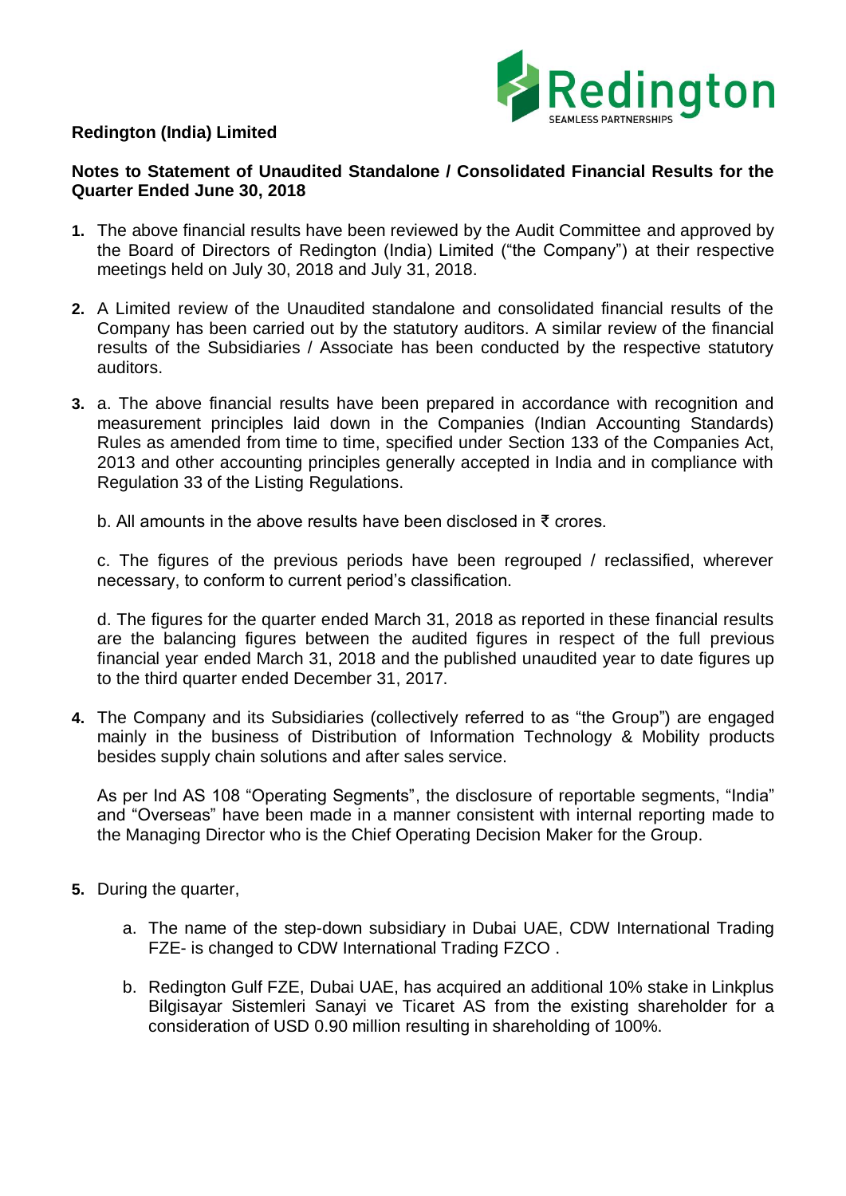**Redington (India) Limited**

**Notes to Statement of Unaudited Standalone / Consolidated Financial Results for the Quarter Ended June 30, 2018**

1. The above financial results have been reviewed by the Audit Committee and approved by the Board of Directors of Redington (India) Limited ("the Company") at their respective meetings held on July 30, 2018 and July 31, 2018.

2. A Limited review of the Unaudited standalone and consolidated financial results of the Company has been carried out by the statutory auditors. A similar review of the financial results of the Subsidiaries / Associate has been conducted by the respective statutory auditors.

3. a. The above financial results have been prepared in accordance with recognition and measurement principles laid down in the Companies (Indian Accounting Standards) Rules as amended from time to time, specified under Section 133 of the Companies Act, 2013 and other accounting principles generally accepted in India and in compliance with Regulation 33 of the Listing Regulations.

   b. All amounts in the above results have been disclosed in ₹ crores.

   c. The figures of the previous periods have been regrouped / reclassified, wherever necessary, to conform to current period's classification.

   d. The figures for the quarter ended March 31, 2018 as reported in these financial results are the balancing figures between the audited figures in respect of the full previous financial year ended March 31, 2018 and the published unaudited year to date figures up to the third quarter ended December 31, 2017.

4. The Company and its Subsidiaries (collectively referred to as "the Group") are engaged mainly in the business of Distribution of Information Technology & Mobility products besides supply chain solutions and after sales service.

   As per Ind AS 108 "Operating Segments", the disclosure of reportable segments, "India" and "Overseas" have been made in a manner consistent with internal reporting made to the Managing Director who is the Chief Operating Decision Maker for the Group.

5. During the quarter,

   a. The name of the step-down subsidiary in Dubai UAE, CDW International Trading FZE- is changed to CDW International Trading FZCO .

   b. Redington Gulf FZE, Dubai UAE, has acquired an additional 10% stake in Linkplus Bilgisayar Sistemleri Sanayi ve Ticaret AS from the existing shareholder for a consideration of USD 0.90 million resulting in shareholding of 100%.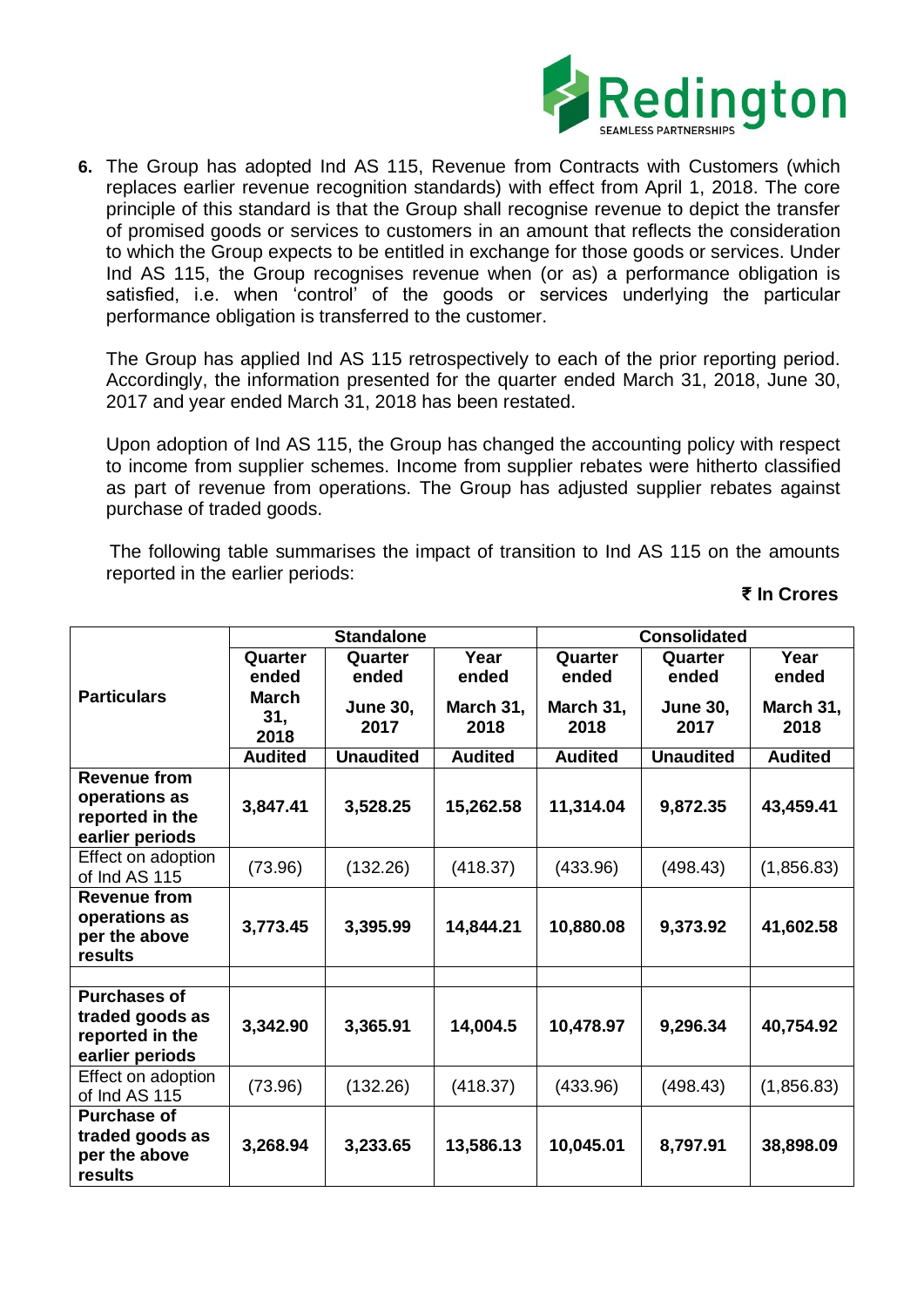6. The Group has adopted Ind AS 115, Revenue from Contracts with Customers (which replaces earlier revenue recognition standards) with effect from April 1, 2018. The core principle of this standard is that the Group shall recognise revenue to depict the transfer of promised goods or services to customers in an amount that reflects the consideration to which the Group expects to be entitled in exchange for those goods or services. Under Ind AS 115, the Group recognises revenue when (or as) a performance obligation is satisfied, i.e. when 'control' of the goods or services underlying the particular performance obligation is transferred to the customer.

   The Group has applied Ind AS 115 retrospectively to each of the prior reporting period. Accordingly, the information presented for the quarter ended March 31, 2018, June 30, 2017 and year ended March 31, 2018 has been restated.

   Upon adoption of Ind AS 115, the Group has changed the accounting policy with respect to income from supplier schemes. Income from supplier rebates were hitherto classified as part of revenue from operations. The Group has adjusted supplier rebates against purchase of traded goods.

   The following table summarises the impact of transition to Ind AS 115 on the amounts reported in the earlier periods:

**₹ In Crores**

| Particulars | Standalone | | | Consolidated | | |
|---|---|---|---|---|---|---|
| | Quarter ended March 31, 2018 | Quarter ended June 30, 2017 | Year ended March 31, 2018 | Quarter ended March 31, 2018 | Quarter ended June 30, 2017 | Year ended March 31, 2018 |
| | Audited | Unaudited | Audited | Audited | Unaudited | Audited |
| **Revenue from operations as reported in the earlier periods** | **3,847.41** | **3,528.25** | **15,262.58** | **11,314.04** | **9,872.35** | **43,459.41** |
| Effect on adoption of Ind AS 115 | (73.96) | (132.26) | (418.37) | (433.96) | (498.43) | (1,856.83) |
| **Revenue from operations as per the above results** | **3,773.45** | **3,395.99** | **14,844.21** | **10,880.08** | **9,373.92** | **41,602.58** |
| | | | | | | |
| **Purchases of traded goods as reported in the earlier periods** | **3,342.90** | **3,365.91** | **14,004.5** | **10,478.97** | **9,296.34** | **40,754.92** |
| Effect on adoption of Ind AS 115 | (73.96) | (132.26) | (418.37) | (433.96) | (498.43) | (1,856.83) |
| **Purchase of traded goods as per the above results** | **3,268.94** | **3,233.65** | **13,586.13** | **10,045.01** | **8,797.91** | **38,898.09** |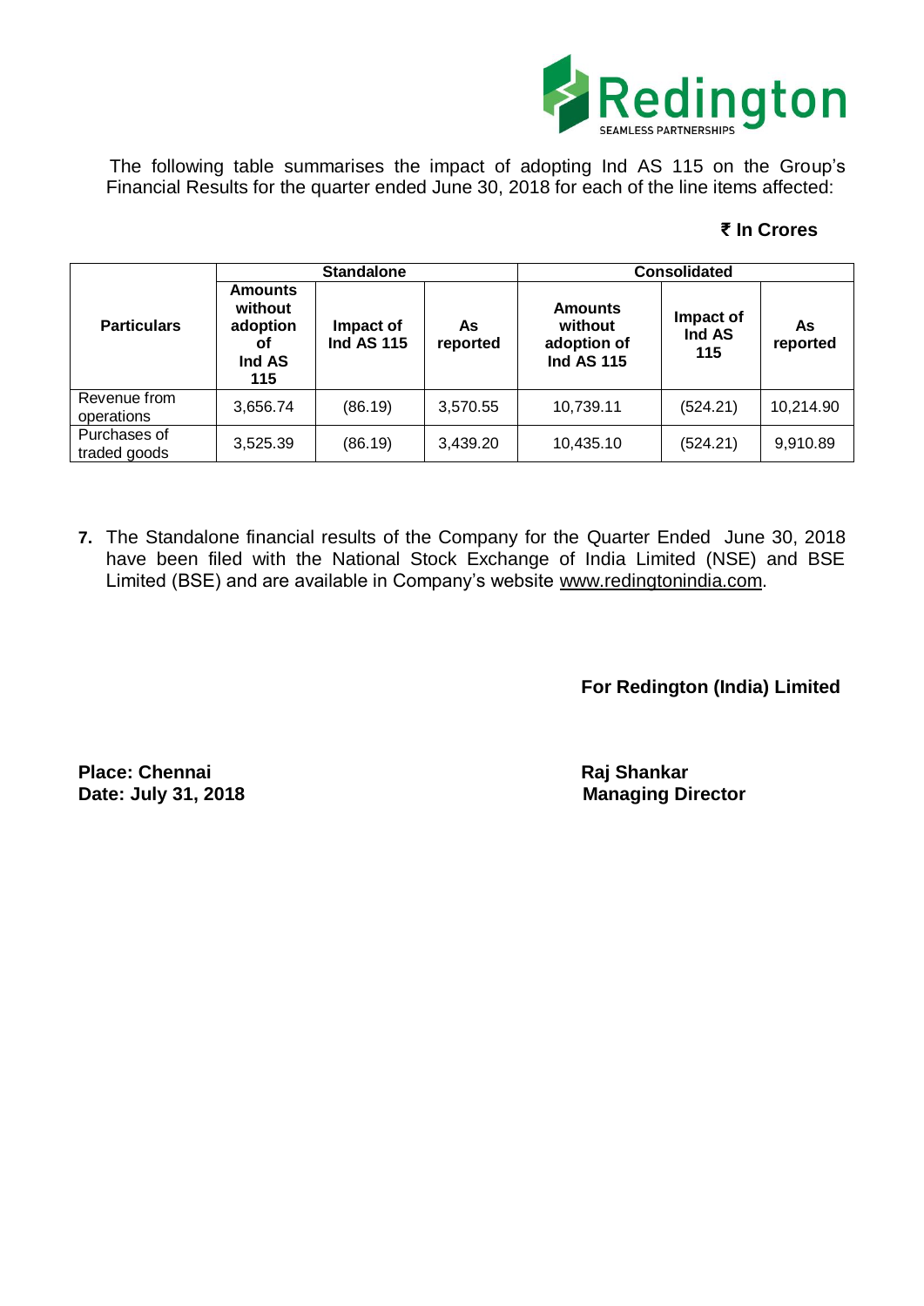The following table summarises the impact of adopting Ind AS 115 on the Group's Financial Results for the quarter ended June 30, 2018 for each of the line items affected:

**₹ In Crores**

| Particulars | Standalone | | | Consolidated | | |
|---|---|---|---|---|---|---|
| | **Amounts without adoption of Ind AS 115** | **Impact of Ind AS 115** | **As reported** | **Amounts without adoption of Ind AS 115** | **Impact of Ind AS 115** | **As reported** |
| Revenue from operations | 3,656.74 | (86.19) | 3,570.55 | 10,739.11 | (524.21) | 10,214.90 |
| Purchases of traded goods | 3,525.39 | (86.19) | 3,439.20 | 10,435.10 | (524.21) | 9,910.89 |

**7.** The Standalone financial results of the Company for the Quarter Ended June 30, 2018 have been filed with the National Stock Exchange of India Limited (NSE) and BSE Limited (BSE) and are available in Company's website www.redingtonindia.com.

**For Redington (India) Limited**

**Place: Chennai**
**Date: July 31, 2018**

**Raj Shankar**
**Managing Director**